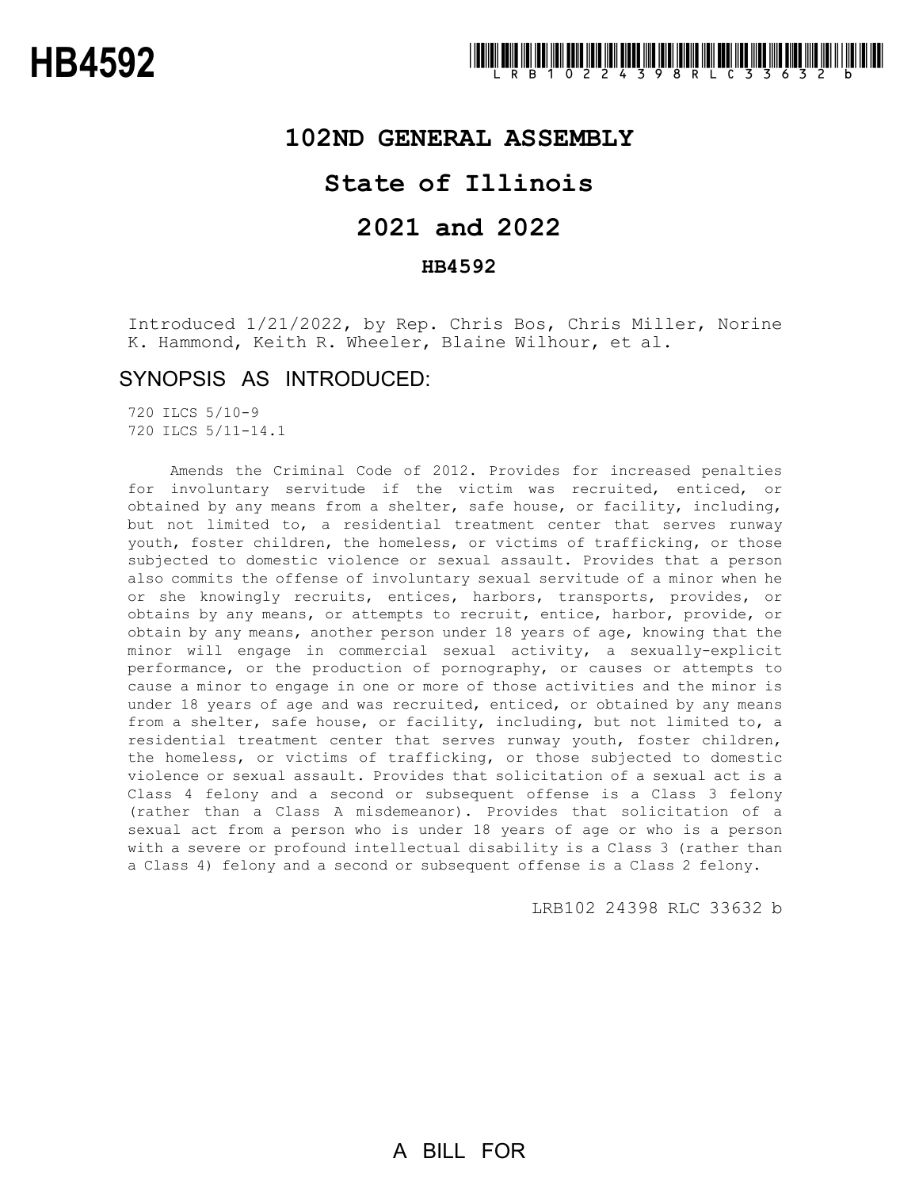# HB4592

LRB102 24398 RLC 33632 b

## 102ND GENERAL ASSEMBLY

## State of Illinois

## 2021 and 2022

### HB4592

Introduced 1/21/2022, by Rep. Chris Bos, Chris Miller, Norine K. Hammond, Keith R. Wheeler, Blaine Wilhour, et al.

### SYNOPSIS AS INTRODUCED:

720 ILCS 5/10-9
720 ILCS 5/11-14.1

Amends the Criminal Code of 2012. Provides for increased penalties for involuntary servitude if the victim was recruited, enticed, or obtained by any means from a shelter, safe house, or facility, including, but not limited to, a residential treatment center that serves runway youth, foster children, the homeless, or victims of trafficking, or those subjected to domestic violence or sexual assault. Provides that a person also commits the offense of involuntary sexual servitude of a minor when he or she knowingly recruits, entices, harbors, transports, provides, or obtains by any means, or attempts to recruit, entice, harbor, provide, or obtain by any means, another person under 18 years of age, knowing that the minor will engage in commercial sexual activity, a sexually-explicit performance, or the production of pornography, or causes or attempts to cause a minor to engage in one or more of those activities and the minor is under 18 years of age and was recruited, enticed, or obtained by any means from a shelter, safe house, or facility, including, but not limited to, a residential treatment center that serves runway youth, foster children, the homeless, or victims of trafficking, or those subjected to domestic violence or sexual assault. Provides that solicitation of a sexual act is a Class 4 felony and a second or subsequent offense is a Class 3 felony (rather than a Class A misdemeanor). Provides that solicitation of a sexual act from a person who is under 18 years of age or who is a person with a severe or profound intellectual disability is a Class 3 (rather than a Class 4) felony and a second or subsequent offense is a Class 2 felony.

LRB102 24398 RLC 33632 b

A BILL FOR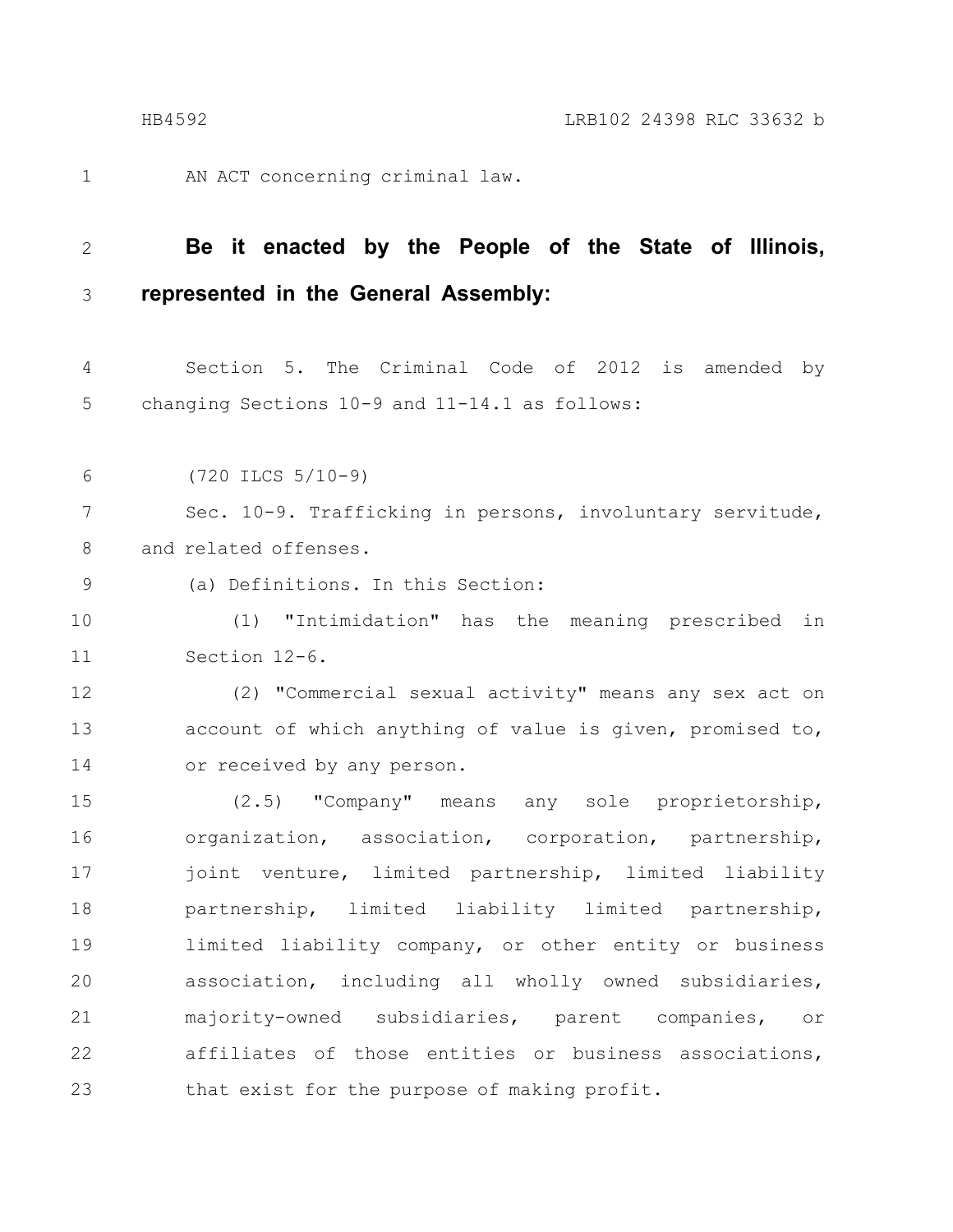AN ACT concerning criminal law.

**Be it enacted by the People of the State of Illinois, represented in the General Assembly:**

Section 5. The Criminal Code of 2012 is amended by changing Sections 10-9 and 11-14.1 as follows:

(720 ILCS 5/10-9)

Sec. 10-9. Trafficking in persons, involuntary servitude, and related offenses.

(a) Definitions. In this Section:

(1) "Intimidation" has the meaning prescribed in Section 12-6.

(2) "Commercial sexual activity" means any sex act on account of which anything of value is given, promised to, or received by any person.

(2.5) "Company" means any sole proprietorship, organization, association, corporation, partnership, joint venture, limited partnership, limited liability partnership, limited liability limited partnership, limited liability company, or other entity or business association, including all wholly owned subsidiaries, majority-owned subsidiaries, parent companies, or affiliates of those entities or business associations, that exist for the purpose of making profit.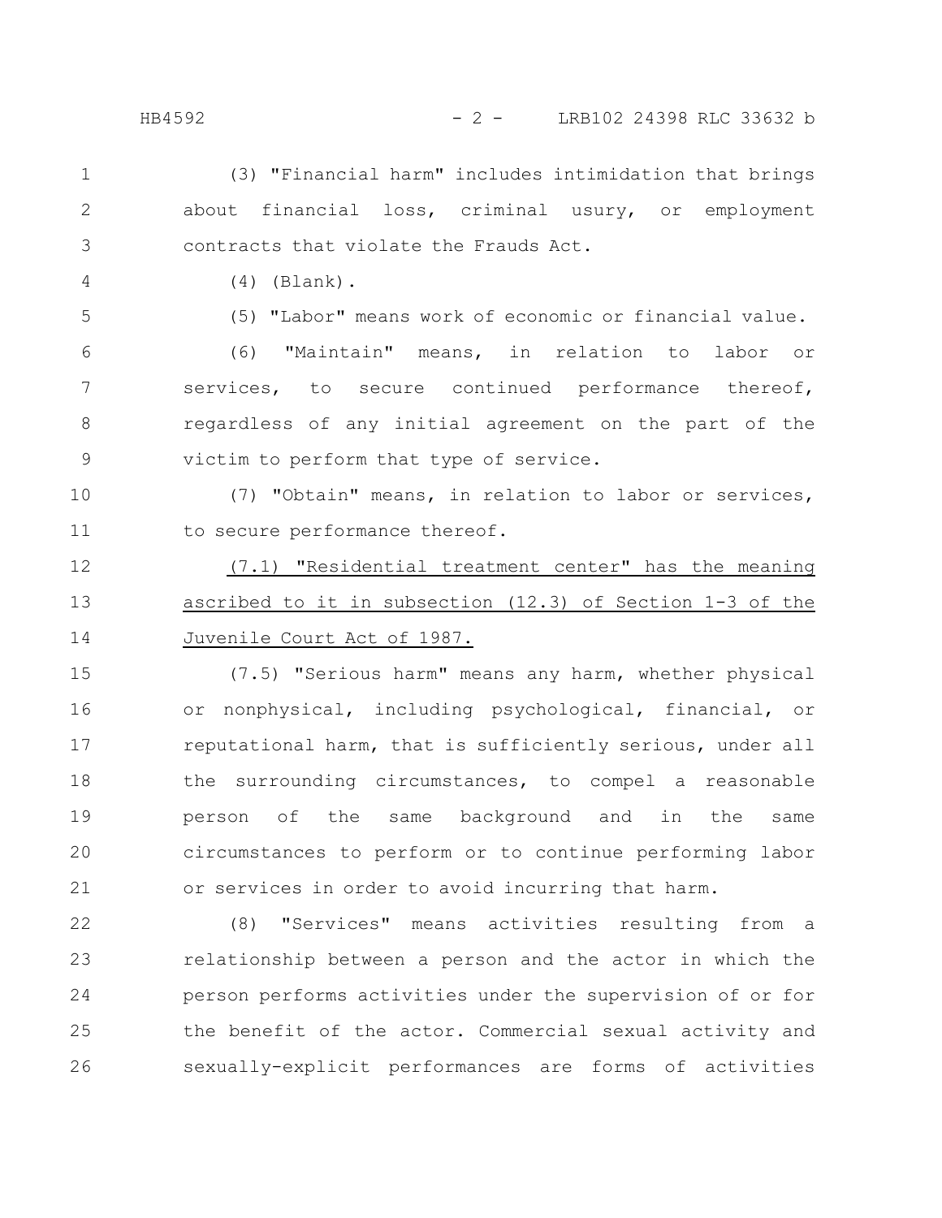(3) "Financial harm" includes intimidation that brings about financial loss, criminal usury, or employment contracts that violate the Frauds Act.

(4) (Blank).

(5) "Labor" means work of economic or financial value.

(6) "Maintain" means, in relation to labor or services, to secure continued performance thereof, regardless of any initial agreement on the part of the victim to perform that type of service.

(7) "Obtain" means, in relation to labor or services, to secure performance thereof.

(7.1) "Residential treatment center" has the meaning ascribed to it in subsection (12.3) of Section 1-3 of the Juvenile Court Act of 1987.

(7.5) "Serious harm" means any harm, whether physical or nonphysical, including psychological, financial, or reputational harm, that is sufficiently serious, under all the surrounding circumstances, to compel a reasonable person of the same background and in the same circumstances to perform or to continue performing labor or services in order to avoid incurring that harm.

(8) "Services" means activities resulting from a relationship between a person and the actor in which the person performs activities under the supervision of or for the benefit of the actor. Commercial sexual activity and sexually-explicit performances are forms of activities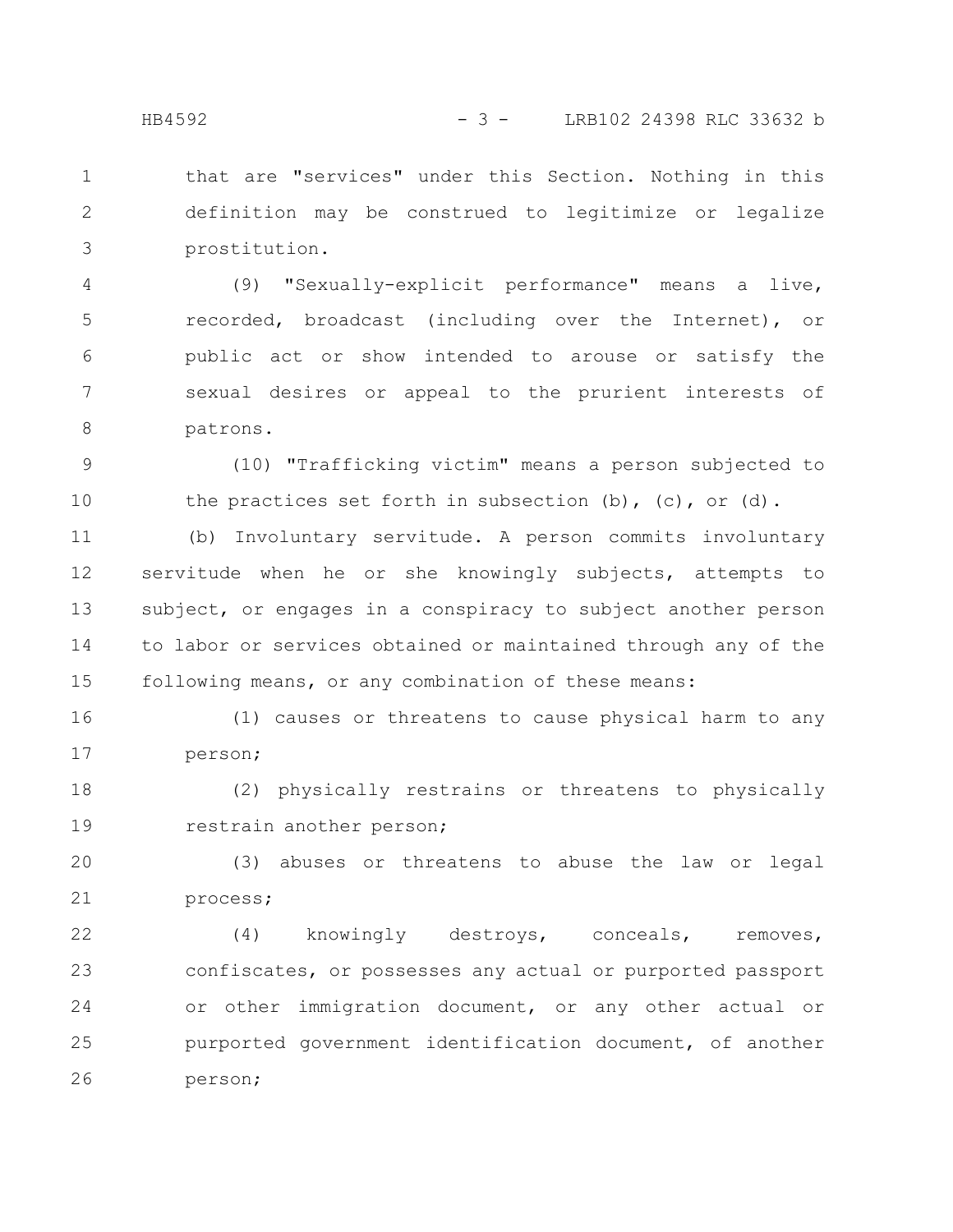that are "services" under this Section. Nothing in this definition may be construed to legitimize or legalize prostitution.

(9) "Sexually-explicit performance" means a live, recorded, broadcast (including over the Internet), or public act or show intended to arouse or satisfy the sexual desires or appeal to the prurient interests of patrons.

(10) "Trafficking victim" means a person subjected to the practices set forth in subsection (b), (c), or (d).

(b) Involuntary servitude. A person commits involuntary servitude when he or she knowingly subjects, attempts to subject, or engages in a conspiracy to subject another person to labor or services obtained or maintained through any of the following means, or any combination of these means:

(1) causes or threatens to cause physical harm to any person;

(2) physically restrains or threatens to physically restrain another person;

(3) abuses or threatens to abuse the law or legal process;

(4) knowingly destroys, conceals, removes, confiscates, or possesses any actual or purported passport or other immigration document, or any other actual or purported government identification document, of another person;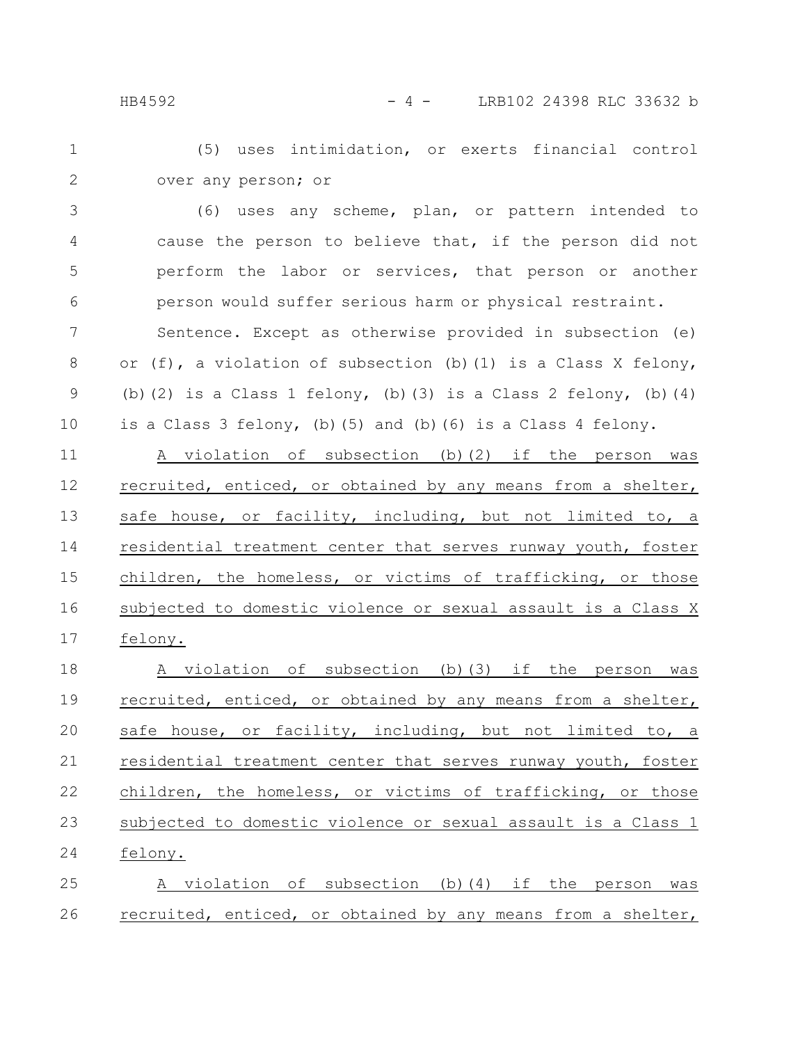(5) uses intimidation, or exerts financial control over any person; or

(6) uses any scheme, plan, or pattern intended to cause the person to believe that, if the person did not perform the labor or services, that person or another person would suffer serious harm or physical restraint.

Sentence. Except as otherwise provided in subsection (e) or (f), a violation of subsection (b)(1) is a Class X felony, (b)(2) is a Class 1 felony, (b)(3) is a Class 2 felony, (b)(4) is a Class 3 felony, (b)(5) and (b)(6) is a Class 4 felony.

A violation of subsection (b)(2) if the person was recruited, enticed, or obtained by any means from a shelter, safe house, or facility, including, but not limited to, a residential treatment center that serves runway youth, foster children, the homeless, or victims of trafficking, or those subjected to domestic violence or sexual assault is a Class X felony.

A violation of subsection (b)(3) if the person was recruited, enticed, or obtained by any means from a shelter, safe house, or facility, including, but not limited to, a residential treatment center that serves runway youth, foster children, the homeless, or victims of trafficking, or those subjected to domestic violence or sexual assault is a Class 1 felony.

A violation of subsection (b)(4) if the person was recruited, enticed, or obtained by any means from a shelter,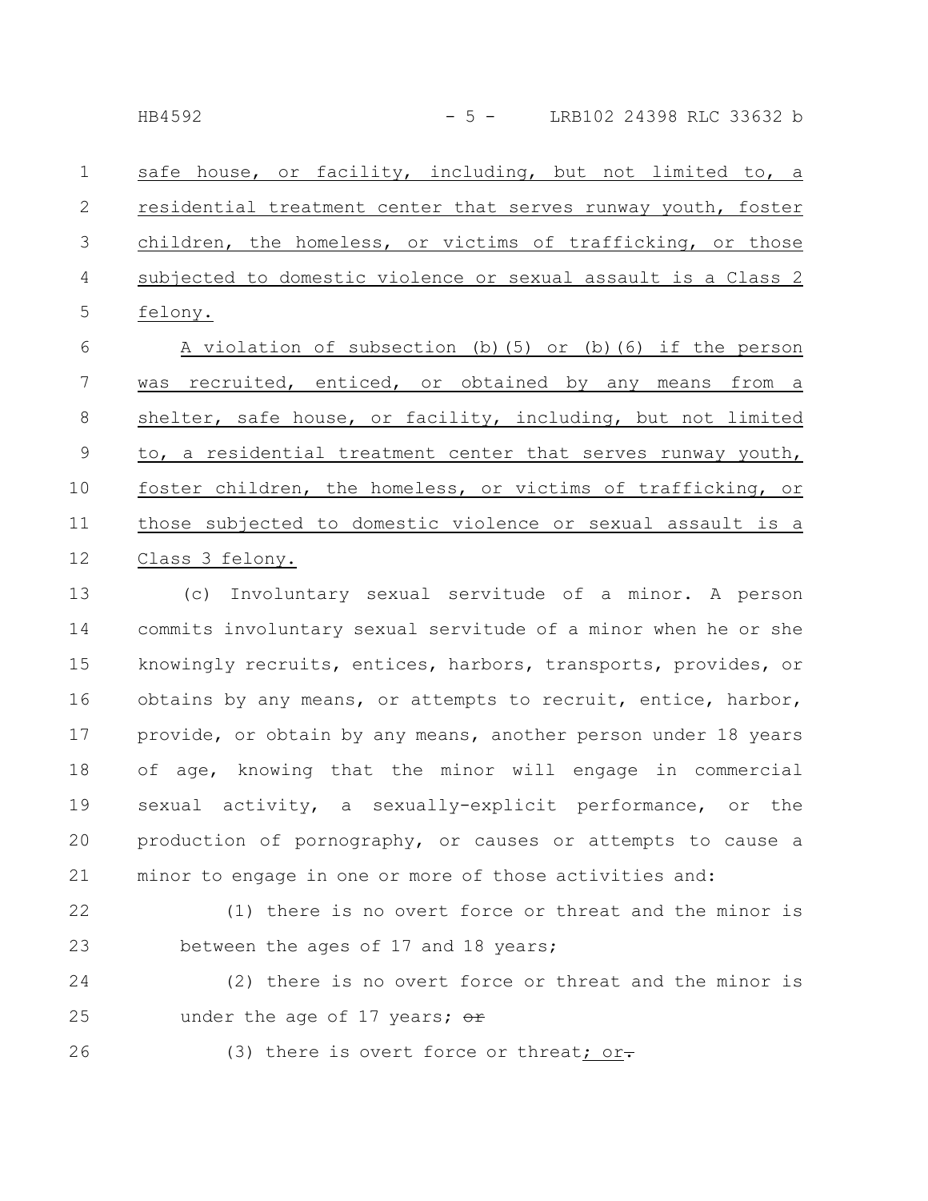safe house, or facility, including, but not limited to, a residential treatment center that serves runway youth, foster children, the homeless, or victims of trafficking, or those subjected to domestic violence or sexual assault is a Class 2 felony.

A violation of subsection (b)(5) or (b)(6) if the person was recruited, enticed, or obtained by any means from a shelter, safe house, or facility, including, but not limited to, a residential treatment center that serves runway youth, foster children, the homeless, or victims of trafficking, or those subjected to domestic violence or sexual assault is a Class 3 felony.

(c) Involuntary sexual servitude of a minor. A person commits involuntary sexual servitude of a minor when he or she knowingly recruits, entices, harbors, transports, provides, or obtains by any means, or attempts to recruit, entice, harbor, provide, or obtain by any means, another person under 18 years of age, knowing that the minor will engage in commercial sexual activity, a sexually-explicit performance, or the production of pornography, or causes or attempts to cause a minor to engage in one or more of those activities and:

(1) there is no overt force or threat and the minor is between the ages of 17 and 18 years;

(2) there is no overt force or threat and the minor is under the age of 17 years; ~~or~~

(3) there is overt force or threat; or~~.~~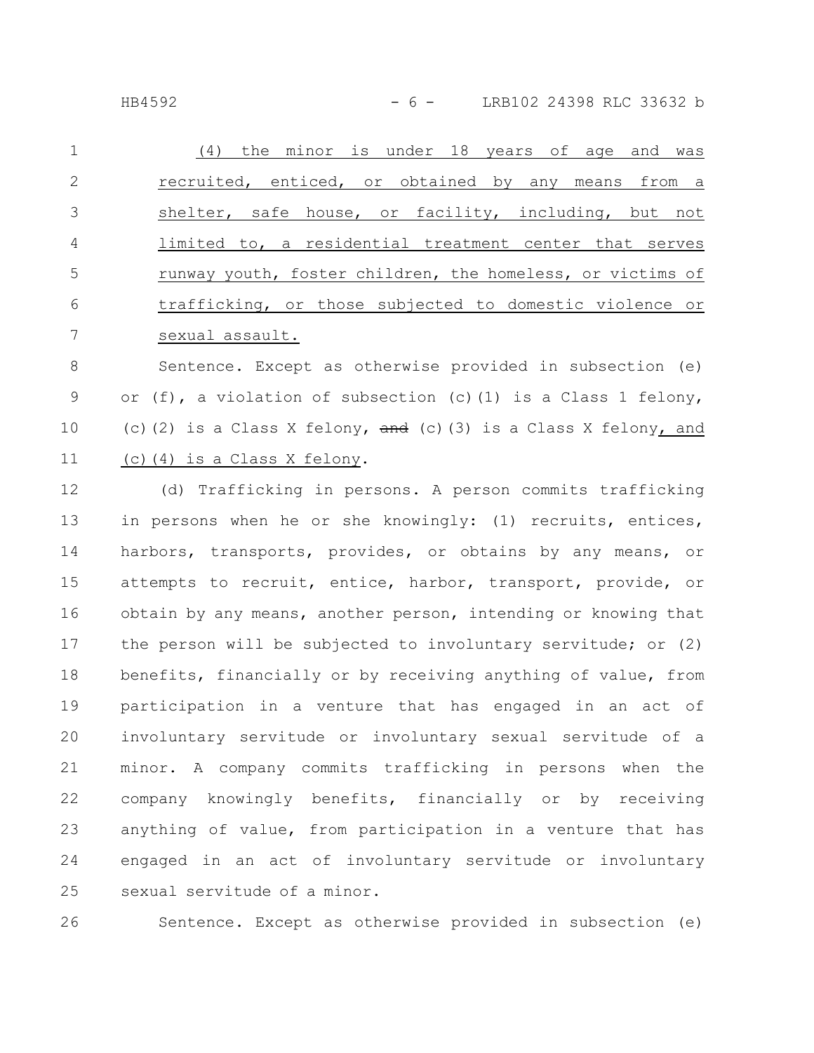(4) the minor is under 18 years of age and was recruited, enticed, or obtained by any means from a shelter, safe house, or facility, including, but not limited to, a residential treatment center that serves runway youth, foster children, the homeless, or victims of trafficking, or those subjected to domestic violence or sexual assault.

Sentence. Except as otherwise provided in subsection (e) or (f), a violation of subsection (c)(1) is a Class 1 felony, (c)(2) is a Class X felony, ~~and~~ (c)(3) is a Class X felony, and (c)(4) is a Class X felony.

(d) Trafficking in persons. A person commits trafficking in persons when he or she knowingly: (1) recruits, entices, harbors, transports, provides, or obtains by any means, or attempts to recruit, entice, harbor, transport, provide, or obtain by any means, another person, intending or knowing that the person will be subjected to involuntary servitude; or (2) benefits, financially or by receiving anything of value, from participation in a venture that has engaged in an act of involuntary servitude or involuntary sexual servitude of a minor. A company commits trafficking in persons when the company knowingly benefits, financially or by receiving anything of value, from participation in a venture that has engaged in an act of involuntary servitude or involuntary sexual servitude of a minor.

Sentence. Except as otherwise provided in subsection (e)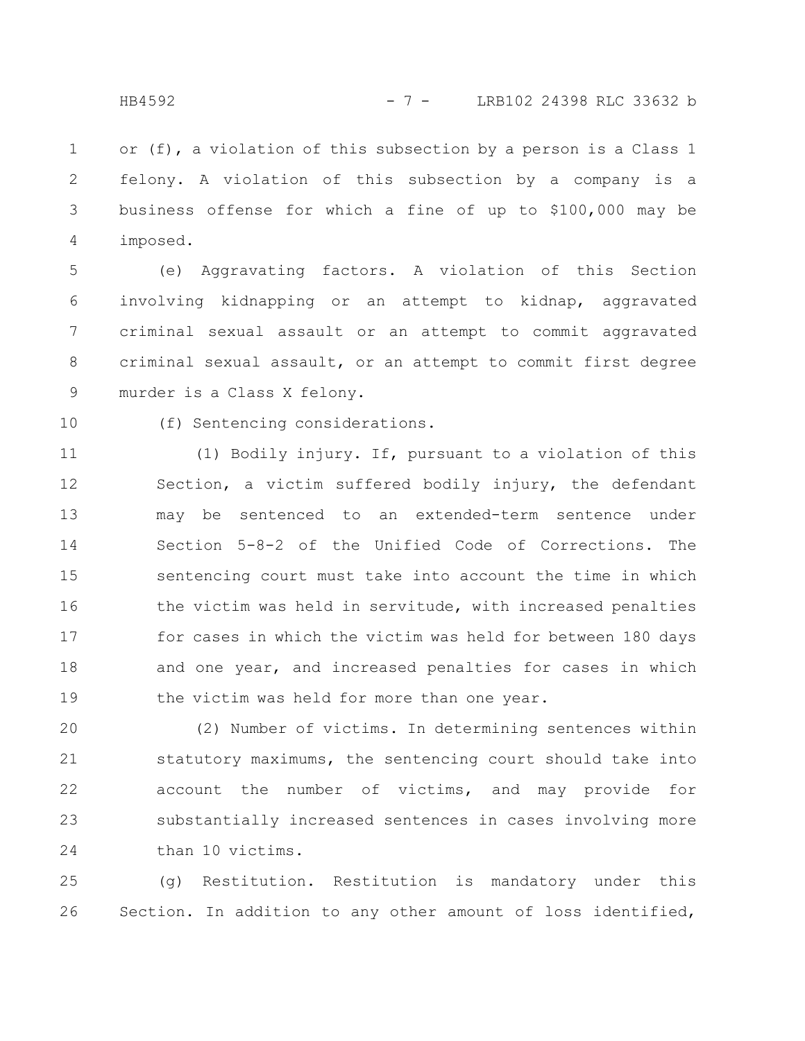or (f), a violation of this subsection by a person is a Class 1 felony. A violation of this subsection by a company is a business offense for which a fine of up to $100,000 may be imposed.

(e) Aggravating factors. A violation of this Section involving kidnapping or an attempt to kidnap, aggravated criminal sexual assault or an attempt to commit aggravated criminal sexual assault, or an attempt to commit first degree murder is a Class X felony.

(f) Sentencing considerations.

(1) Bodily injury. If, pursuant to a violation of this Section, a victim suffered bodily injury, the defendant may be sentenced to an extended-term sentence under Section 5-8-2 of the Unified Code of Corrections. The sentencing court must take into account the time in which the victim was held in servitude, with increased penalties for cases in which the victim was held for between 180 days and one year, and increased penalties for cases in which the victim was held for more than one year.

(2) Number of victims. In determining sentences within statutory maximums, the sentencing court should take into account the number of victims, and may provide for substantially increased sentences in cases involving more than 10 victims.

(g) Restitution. Restitution is mandatory under this Section. In addition to any other amount of loss identified,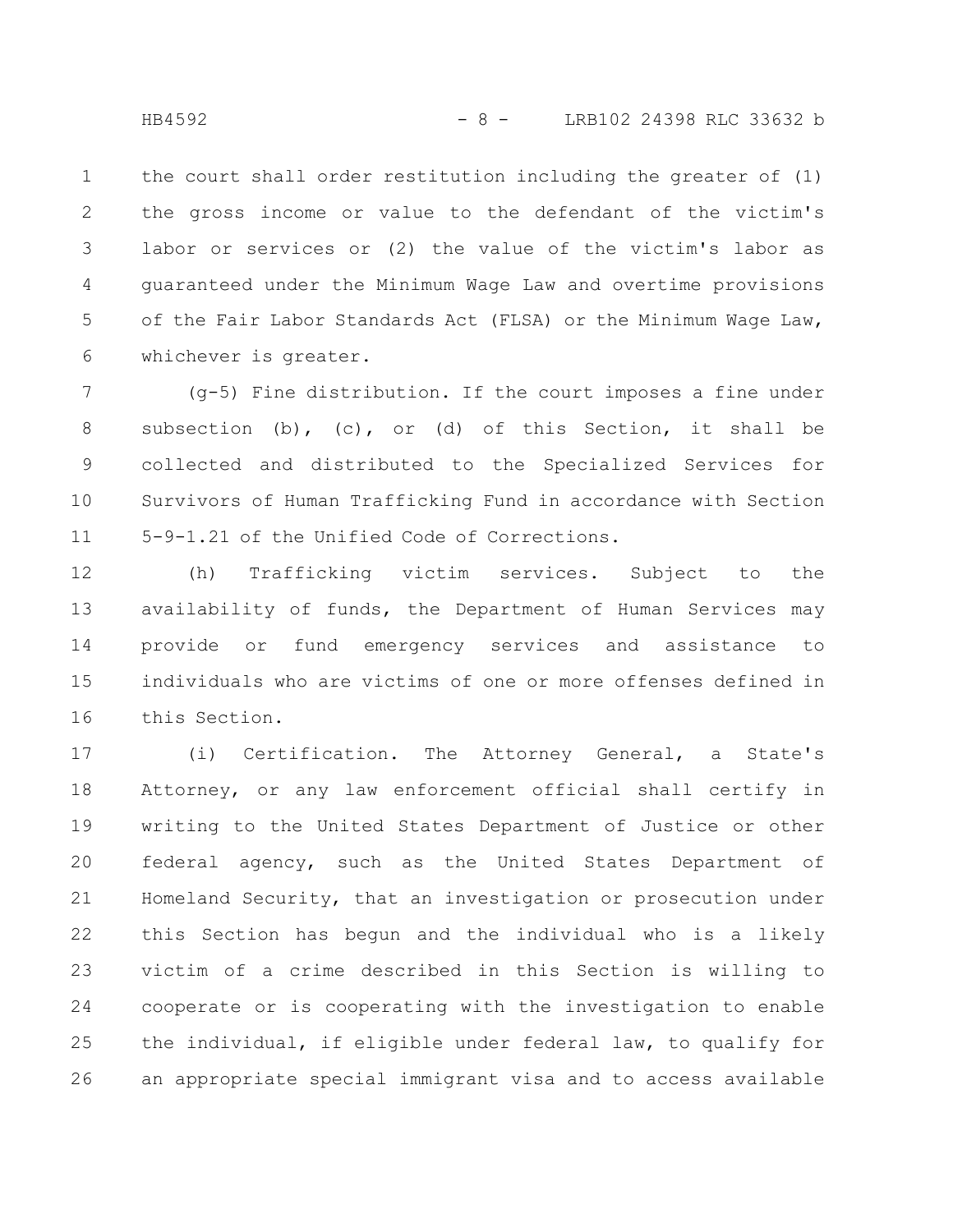the court shall order restitution including the greater of (1) the gross income or value to the defendant of the victim's labor or services or (2) the value of the victim's labor as guaranteed under the Minimum Wage Law and overtime provisions of the Fair Labor Standards Act (FLSA) or the Minimum Wage Law, whichever is greater.

(g-5) Fine distribution. If the court imposes a fine under subsection (b), (c), or (d) of this Section, it shall be collected and distributed to the Specialized Services for Survivors of Human Trafficking Fund in accordance with Section 5-9-1.21 of the Unified Code of Corrections.

(h) Trafficking victim services. Subject to the availability of funds, the Department of Human Services may provide or fund emergency services and assistance to individuals who are victims of one or more offenses defined in this Section.

(i) Certification. The Attorney General, a State's Attorney, or any law enforcement official shall certify in writing to the United States Department of Justice or other federal agency, such as the United States Department of Homeland Security, that an investigation or prosecution under this Section has begun and the individual who is a likely victim of a crime described in this Section is willing to cooperate or is cooperating with the investigation to enable the individual, if eligible under federal law, to qualify for an appropriate special immigrant visa and to access available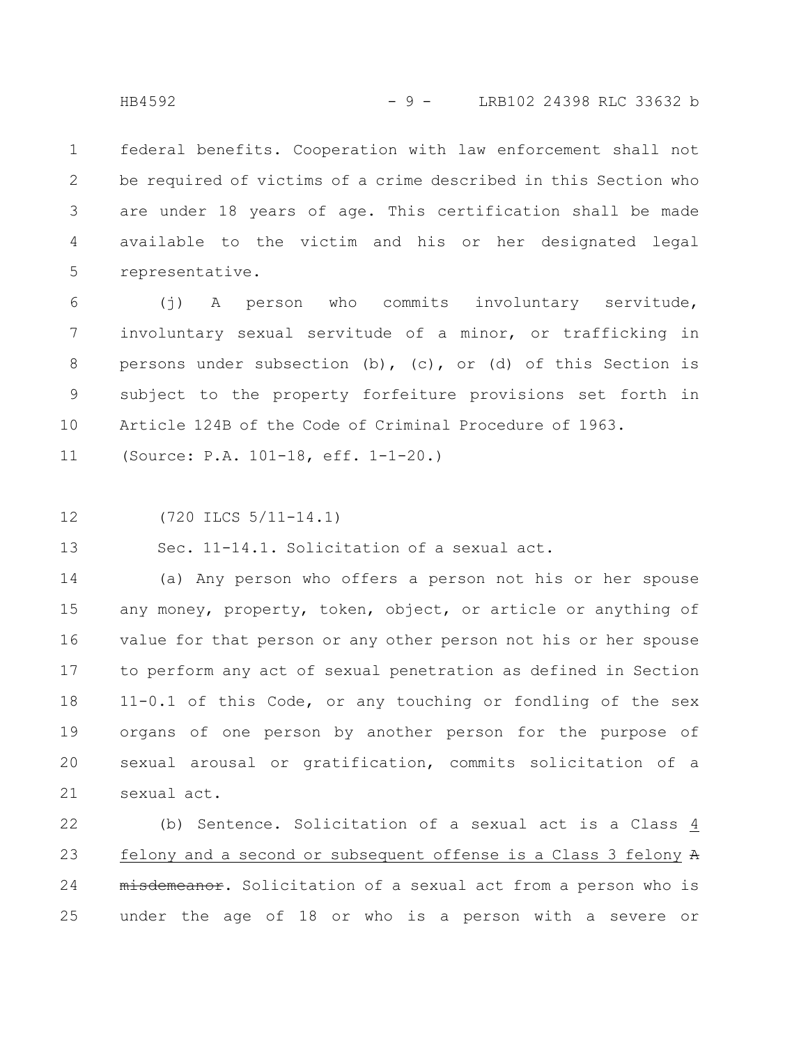federal benefits. Cooperation with law enforcement shall not be required of victims of a crime described in this Section who are under 18 years of age. This certification shall be made available to the victim and his or her designated legal representative.

(j) A person who commits involuntary servitude, involuntary sexual servitude of a minor, or trafficking in persons under subsection (b), (c), or (d) of this Section is subject to the property forfeiture provisions set forth in Article 124B of the Code of Criminal Procedure of 1963.

(Source: P.A. 101-18, eff. 1-1-20.)

(720 ILCS 5/11-14.1)

Sec. 11-14.1. Solicitation of a sexual act.

(a) Any person who offers a person not his or her spouse any money, property, token, object, or article or anything of value for that person or any other person not his or her spouse to perform any act of sexual penetration as defined in Section 11-0.1 of this Code, or any touching or fondling of the sex organs of one person by another person for the purpose of sexual arousal or gratification, commits solicitation of a sexual act.

(b) Sentence. Solicitation of a sexual act is a Class 4 felony and a second or subsequent offense is a Class 3 felony ~~A misdemeanor~~. Solicitation of a sexual act from a person who is under the age of 18 or who is a person with a severe or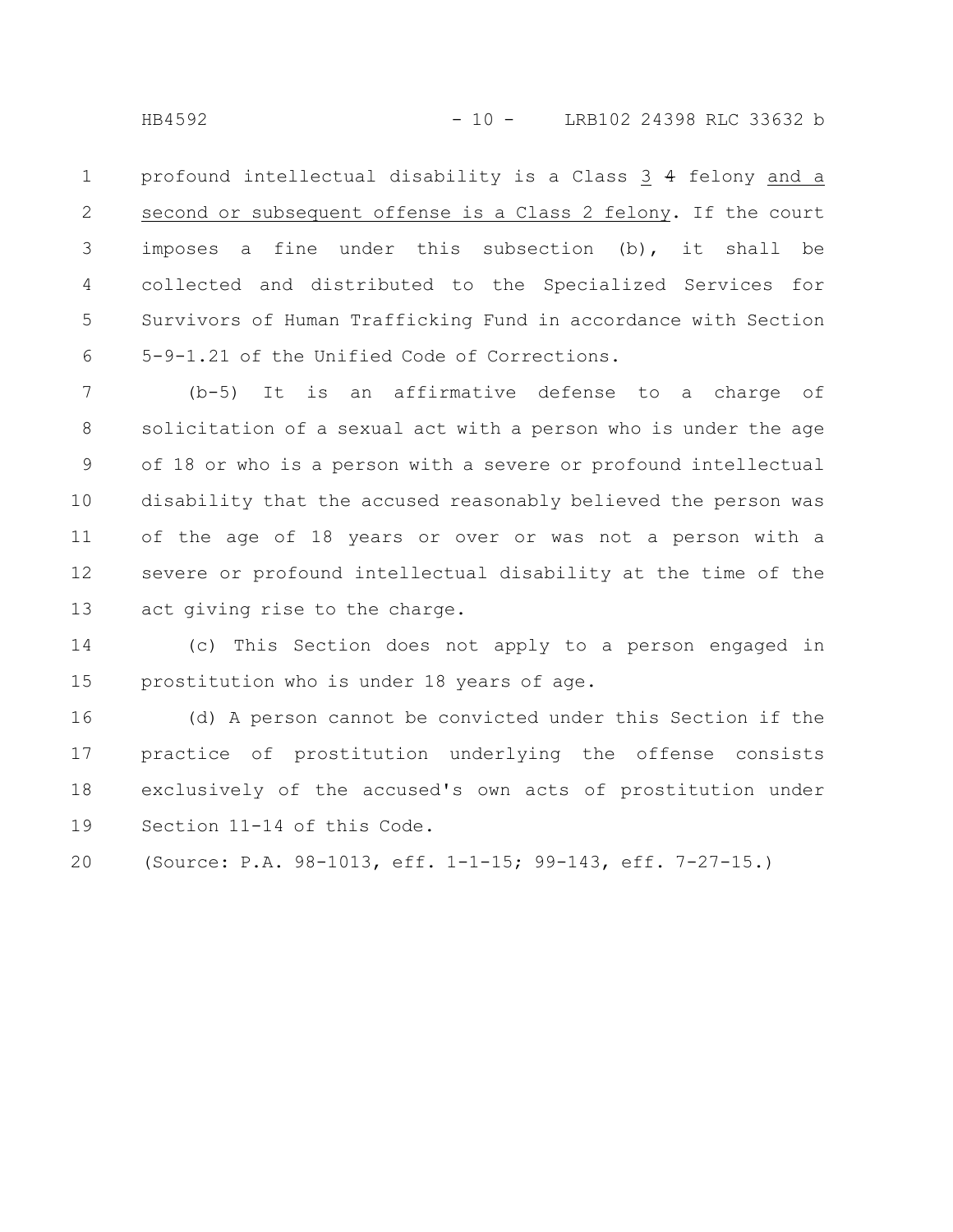profound intellectual disability is a Class 3 ~~4~~ felony and a second or subsequent offense is a Class 2 felony. If the court imposes a fine under this subsection (b), it shall be collected and distributed to the Specialized Services for Survivors of Human Trafficking Fund in accordance with Section 5-9-1.21 of the Unified Code of Corrections.

(b-5) It is an affirmative defense to a charge of solicitation of a sexual act with a person who is under the age of 18 or who is a person with a severe or profound intellectual disability that the accused reasonably believed the person was of the age of 18 years or over or was not a person with a severe or profound intellectual disability at the time of the act giving rise to the charge.

(c) This Section does not apply to a person engaged in prostitution who is under 18 years of age.

(d) A person cannot be convicted under this Section if the practice of prostitution underlying the offense consists exclusively of the accused's own acts of prostitution under Section 11-14 of this Code.

(Source: P.A. 98-1013, eff. 1-1-15; 99-143, eff. 7-27-15.)